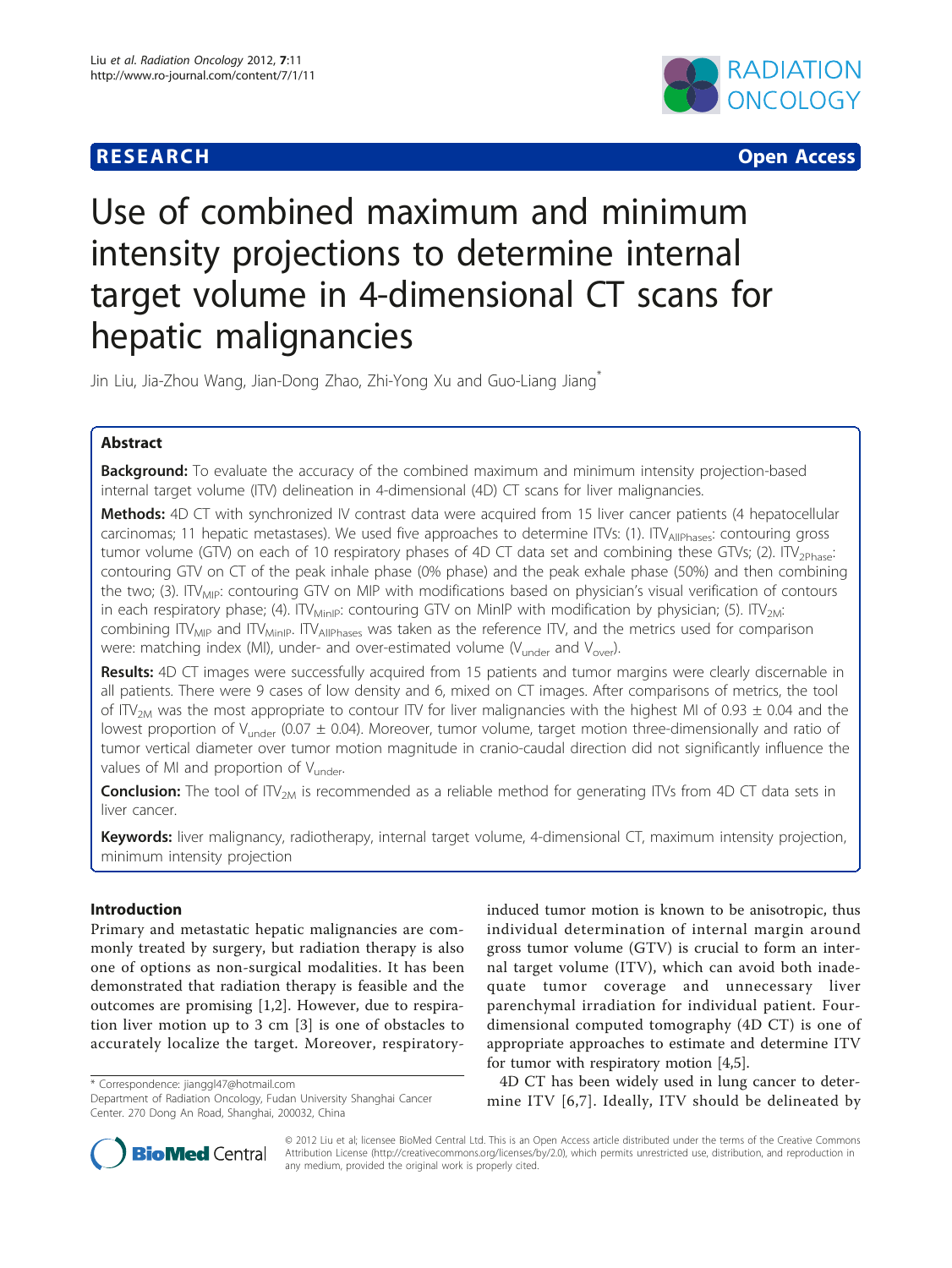# Use of combined maximum and minimum intensity projections to determine internal target volume in 4-dimensional CT scans for hepatic malignancies

Jin Liu, Jia-Zhou Wang, Jian-Dong Zhao, Zhi-Yong Xu and Guo-Liang Jiang[*]

## Abstract

**Background:** To evaluate the accuracy of the combined maximum and minimum intensity projection-based internal target volume (ITV) delineation in 4-dimensional (4D) CT scans for liver malignancies.

**Methods:** 4D CT with synchronized IV contrast data were acquired from 15 liver cancer patients (4 hepatocellular carcinomas; 11 hepatic metastases). We used five approaches to determine ITVs: (1). $ITV_{AllPhases}$: contouring gross tumor volume (GTV) on each of 10 respiratory phases of 4D CT data set and combining these GTVs; (2). $ITV_{2Phase}$: contouring GTV on CT of the peak inhale phase (0% phase) and the peak exhale phase (50%) and then combining the two; (3). $ITV_{MIP}$: contouring GTV on MIP with modifications based on physician's visual verification of contours in each respiratory phase; (4). $ITV_{MinIP}$: contouring GTV on MinIP with modification by physician; (5). $ITV_{2M}$: combining $ITV_{MIP}$ and $ITV_{MinIP}$. $ITV_{AllPhases}$ was taken as the reference ITV, and the metrics used for comparison were: matching index (MI), under- and over-estimated volume ($V_{under}$ and $V_{over}$).

**Results:** 4D CT images were successfully acquired from 15 patients and tumor margins were clearly discernable in all patients. There were 9 cases of low density and 6, mixed on CT images. After comparisons of metrics, the tool of $ITV_{2M}$ was the most appropriate to contour ITV for liver malignancies with the highest MI of 0.93 ± 0.04 and the lowest proportion of $V_{under}$ (0.07 ± 0.04). Moreover, tumor volume, target motion three-dimensionally and ratio of tumor vertical diameter over tumor motion magnitude in cranio-caudal direction did not significantly influence the values of MI and proportion of $V_{under}$.

**Conclusion:** The tool of $ITV_{2M}$ is recommended as a reliable method for generating ITVs from 4D CT data sets in liver cancer.

**Keywords:** liver malignancy, radiotherapy, internal target volume, 4-dimensional CT, maximum intensity projection, minimum intensity projection

## Introduction

Primary and metastatic hepatic malignancies are commonly treated by surgery, but radiation therapy is also one of options as non-surgical modalities. It has been demonstrated that radiation therapy is feasible and the outcomes are promising [1,2]. However, due to respiration liver motion up to 3 cm [3] is one of obstacles to accurately localize the target. Moreover, respiratory-induced tumor motion is known to be anisotropic, thus individual determination of internal margin around gross tumor volume (GTV) is crucial to form an internal target volume (ITV), which can avoid both inadequate tumor coverage and unnecessary liver parenchymal irradiation for individual patient. Four-dimensional computed tomography (4D CT) is one of appropriate approaches to estimate and determine ITV for tumor with respiratory motion [4,5].

4D CT has been widely used in lung cancer to determine ITV [6,7]. Ideally, ITV should be delineated by

[*] Correspondence: jianggl47@hotmail.com
Department of Radiation Oncology, Fudan University Shanghai Cancer Center. 270 Dong An Road, Shanghai, 200032, China

© 2012 Liu et al; licensee BioMed Central Ltd. This is an Open Access article distributed under the terms of the Creative Commons Attribution License (http://creativecommons.org/licenses/by/2.0), which permits unrestricted use, distribution, and reproduction in any medium, provided the original work is properly cited.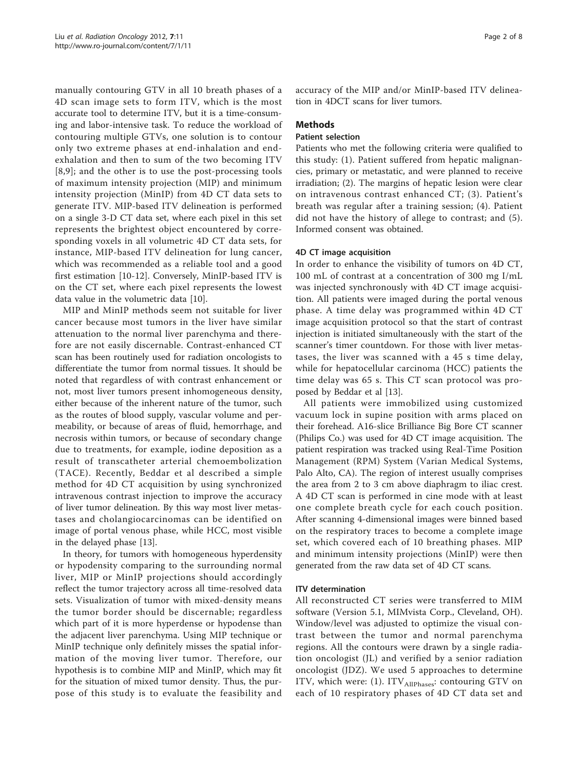manually contouring GTV in all 10 breath phases of a 4D scan image sets to form ITV, which is the most accurate tool to determine ITV, but it is a time-consuming and labor-intensive task. To reduce the workload of contouring multiple GTVs, one solution is to contour only two extreme phases at end-inhalation and end-exhalation and then to sum of the two becoming ITV [8,9]; and the other is to use the post-processing tools of maximum intensity projection (MIP) and minimum intensity projection (MinIP) from 4D CT data sets to generate ITV. MIP-based ITV delineation is performed on a single 3-D CT data set, where each pixel in this set represents the brightest object encountered by corresponding voxels in all volumetric 4D CT data sets, for instance, MIP-based ITV delineation for lung cancer, which was recommended as a reliable tool and a good first estimation [10-12]. Conversely, MinIP-based ITV is on the CT set, where each pixel represents the lowest data value in the volumetric data [10].

MIP and MinIP methods seem not suitable for liver cancer because most tumors in the liver have similar attenuation to the normal liver parenchyma and therefore are not easily discernable. Contrast-enhanced CT scan has been routinely used for radiation oncologists to differentiate the tumor from normal tissues. It should be noted that regardless of with contrast enhancement or not, most liver tumors present inhomogeneous density, either because of the inherent nature of the tumor, such as the routes of blood supply, vascular volume and permeability, or because of areas of fluid, hemorrhage, and necrosis within tumors, or because of secondary change due to treatments, for example, iodine deposition as a result of transcatheter arterial chemoembolization (TACE). Recently, Beddar et al described a simple method for 4D CT acquisition by using synchronized intravenous contrast injection to improve the accuracy of liver tumor delineation. By this way most liver metastases and cholangiocarcinomas can be identified on image of portal venous phase, while HCC, most visible in the delayed phase [13].

In theory, for tumors with homogeneous hyperdensity or hypodensity comparing to the surrounding normal liver, MIP or MinIP projections should accordingly reflect the tumor trajectory across all time-resolved data sets. Visualization of tumor with mixed-density means the tumor border should be discernable; regardless which part of it is more hyperdense or hypodense than the adjacent liver parenchyma. Using MIP technique or MinIP technique only definitely misses the spatial information of the moving liver tumor. Therefore, our hypothesis is to combine MIP and MinIP, which may fit for the situation of mixed tumor density. Thus, the purpose of this study is to evaluate the feasibility and accuracy of the MIP and/or MinIP-based ITV delineation in 4DCT scans for liver tumors.

## Methods

### Patient selection

Patients who met the following criteria were qualified to this study: (1). Patient suffered from hepatic malignancies, primary or metastatic, and were planned to receive irradiation; (2). The margins of hepatic lesion were clear on intravenous contrast enhanced CT; (3). Patient's breath was regular after a training session; (4). Patient did not have the history of allege to contrast; and (5). Informed consent was obtained.

### 4D CT image acquisition

In order to enhance the visibility of tumors on 4D CT, 100 mL of contrast at a concentration of 300 mg I/mL was injected synchronously with 4D CT image acquisition. All patients were imaged during the portal venous phase. A time delay was programmed within 4D CT image acquisition protocol so that the start of contrast injection is initiated simultaneously with the start of the scanner's timer countdown. For those with liver metastases, the liver was scanned with a 45 s time delay, while for hepatocellular carcinoma (HCC) patients the time delay was 65 s. This CT scan protocol was proposed by Beddar et al [13].

All patients were immobilized using customized vacuum lock in supine position with arms placed on their forehead. A16-slice Brilliance Big Bore CT scanner (Philips Co.) was used for 4D CT image acquisition. The patient respiration was tracked using Real-Time Position Management (RPM) System (Varian Medical Systems, Palo Alto, CA). The region of interest usually comprises the area from 2 to 3 cm above diaphragm to iliac crest. A 4D CT scan is performed in cine mode with at least one complete breath cycle for each couch position. After scanning 4-dimensional images were binned based on the respiratory traces to become a complete image set, which covered each of 10 breathing phases. MIP and minimum intensity projections (MinIP) were then generated from the raw data set of 4D CT scans.

### ITV determination

All reconstructed CT series were transferred to MIM software (Version 5.1, MIMvista Corp., Cleveland, OH). Window/level was adjusted to optimize the visual contrast between the tumor and normal parenchyma regions. All the contours were drawn by a single radiation oncologist (JL) and verified by a senior radiation oncologist (JDZ). We used 5 approaches to determine ITV, which were: (1). $ITV_{AllPhases}$: contouring GTV on each of 10 respiratory phases of 4D CT data set and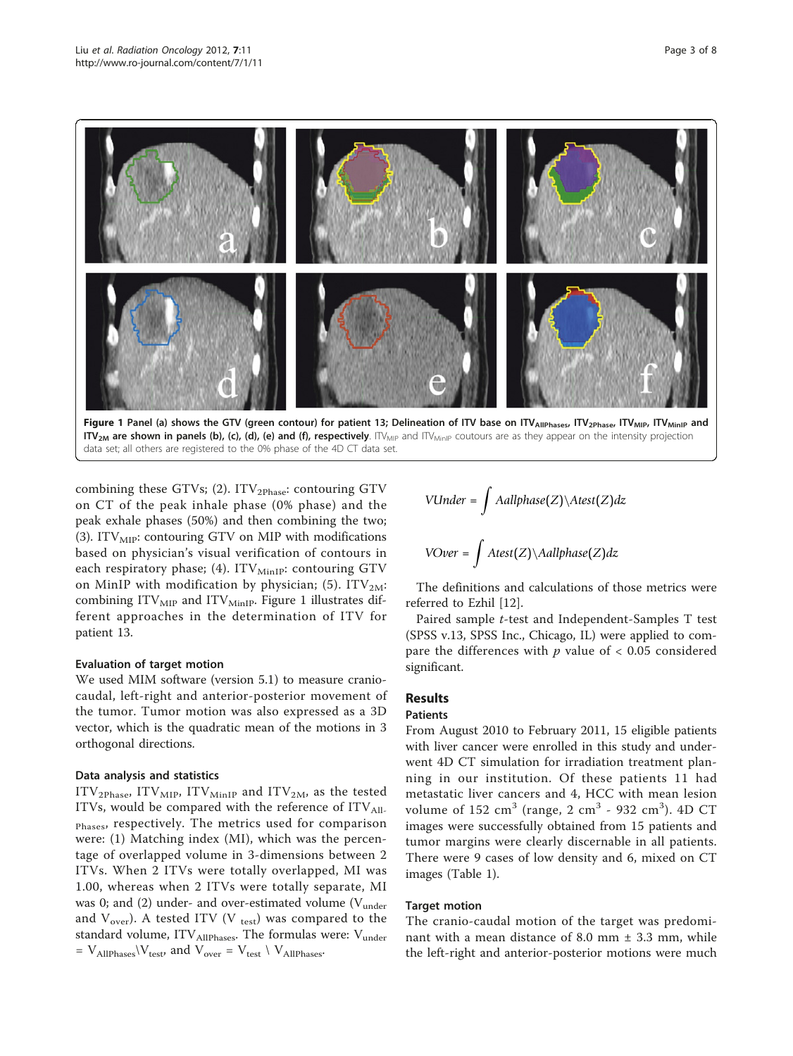Figure 1 Panel (a) shows the GTV (green contour) for patient 13; Delineation of ITV base on $ITV_{AllPhases}$, $ITV_{2Phase}$, $ITV_{MIP}$, $ITV_{MinIP}$ and $ITV_{2M}$ are shown in panels (b), (c), (d), (e) and (f), respectively. $ITV_{MIP}$ and $ITV_{MinIP}$ coutours are as they appear on the intensity projection data set; all others are registered to the 0% phase of the 4D CT data set.

combining these GTVs; (2). $ITV_{2Phase}$: contouring GTV on CT of the peak inhale phase (0% phase) and the peak exhale phases (50%) and then combining the two; (3). $ITV_{MIP}$: contouring GTV on MIP with modifications based on physician's visual verification of contours in each respiratory phase; (4). $ITV_{MinIP}$: contouring GTV on MinIP with modification by physician; (5). $ITV_{2M}$: combining $ITV_{MIP}$ and $ITV_{MinIP}$. Figure 1 illustrates different approaches in the determination of ITV for patient 13.

### Evaluation of target motion

We used MIM software (version 5.1) to measure cranio-caudal, left-right and anterior-posterior movement of the tumor. Tumor motion was also expressed as a 3D vector, which is the quadratic mean of the motions in 3 orthogonal directions.

### Data analysis and statistics

$ITV_{2Phase}$, $ITV_{MIP}$, $ITV_{MinIP}$ and $ITV_{2M}$, as the tested ITVs, would be compared with the reference of $ITV_{AllPhases}$, respectively. The metrics used for comparison were: (1) Matching index (MI), which was the percentage of overlapped volume in 3-dimensions between 2 ITVs. When 2 ITVs were totally overlapped, MI was 1.00, whereas when 2 ITVs were totally separate, MI was 0; and (2) under- and over-estimated volume ($V_{under}$ and $V_{over}$). A tested ITV ($V_{test}$) was compared to the standard volume, $ITV_{AllPhases}$. The formulas were: $V_{under} = V_{AllPhases} \backslash V_{test}$, and $V_{over} = V_{test} \backslash V_{AllPhases}$.

$$VUnder = \int Aallphase(Z) \backslash Atest(Z)dz$$

$$VOver = \int Atest(Z) \backslash Aallphase(Z)dz$$

The definitions and calculations of those metrics were referred to Ezhil [12].

Paired sample *t*-test and Independent-Samples T test (SPSS v.13, SPSS Inc., Chicago, IL) were applied to compare the differences with $p$ value of < 0.05 considered significant.

## Results

### Patients

From August 2010 to February 2011, 15 eligible patients with liver cancer were enrolled in this study and underwent 4D CT simulation for irradiation treatment planning in our institution. Of these patients 11 had metastatic liver cancers and 4, HCC with mean lesion volume of 152 $cm^3$ (range, 2 $cm^3$ - 932 $cm^3$). 4D CT images were successfully obtained from 15 patients and tumor margins were clearly discernable in all patients. There were 9 cases of low density and 6, mixed on CT images (Table 1).

### Target motion

The cranio-caudal motion of the target was predominant with a mean distance of 8.0 mm ± 3.3 mm, while the left-right and anterior-posterior motions were much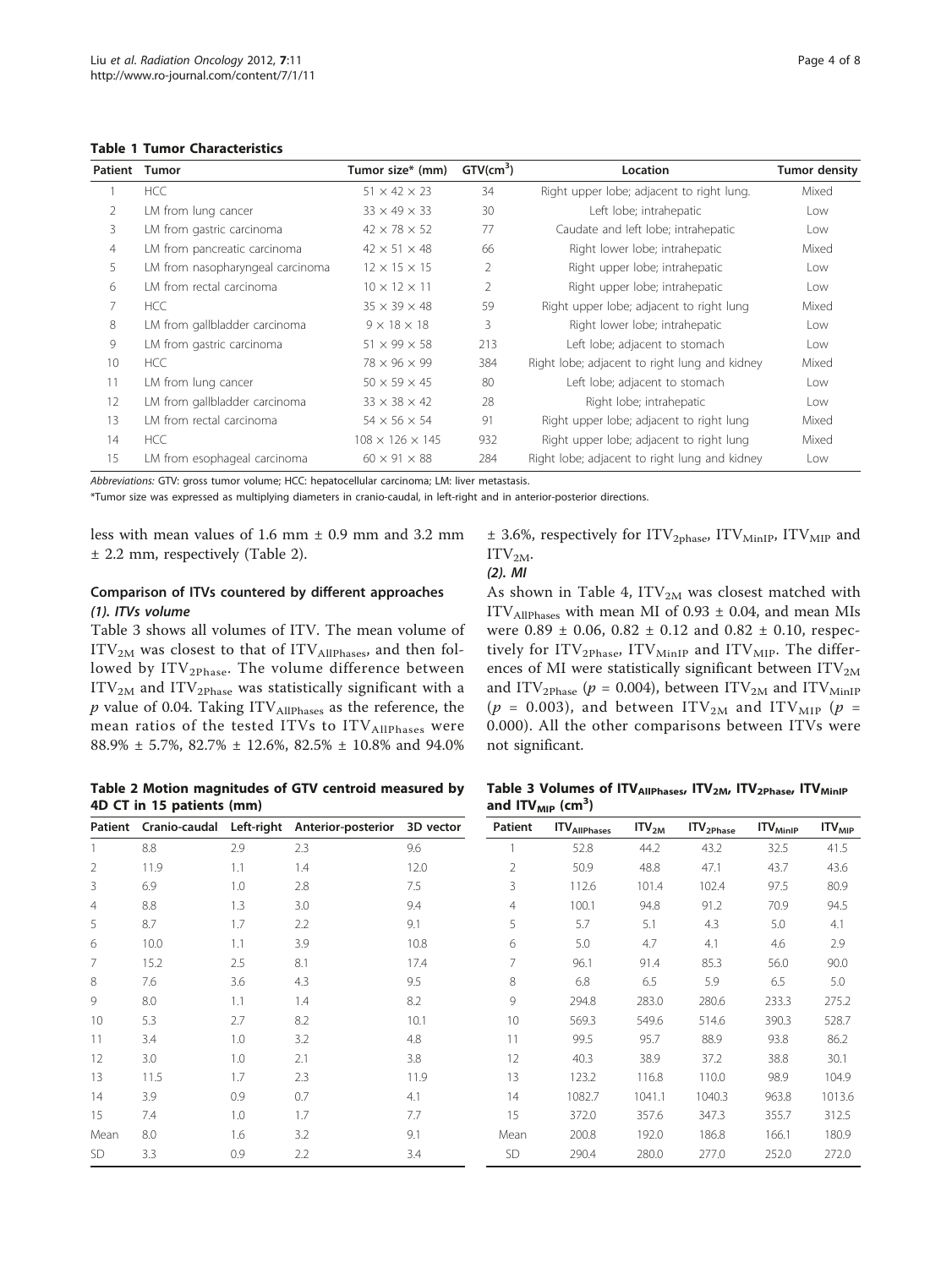**Table 1 Tumor Characteristics**

| Patient | Tumor | Tumor size* (mm) | GTV($cm^3$) | Location | Tumor density |
|---|---|---|---|---|---|
| 1 | HCC | 51 × 42 × 23 | 34 | Right upper lobe; adjacent to right lung. | Mixed |
| 2 | LM from lung cancer | 33 × 49 × 33 | 30 | Left lobe; intrahepatic | Low |
| 3 | LM from gastric carcinoma | 42 × 78 × 52 | 77 | Caudate and left lobe; intrahepatic | Low |
| 4 | LM from pancreatic carcinoma | 42 × 51 × 48 | 66 | Right lower lobe; intrahepatic | Mixed |
| 5 | LM from nasopharyngeal carcinoma | 12 × 15 × 15 | 2 | Right upper lobe; intrahepatic | Low |
| 6 | LM from rectal carcinoma | 10 × 12 × 11 | 2 | Right upper lobe; intrahepatic | Low |
| 7 | HCC | 35 × 39 × 48 | 59 | Right upper lobe; adjacent to right lung | Mixed |
| 8 | LM from gallbladder carcinoma | 9 × 18 × 18 | 3 | Right lower lobe; intrahepatic | Low |
| 9 | LM from gastric carcinoma | 51 × 99 × 58 | 213 | Left lobe; adjacent to stomach | Low |
| 10 | HCC | 78 × 96 × 99 | 384 | Right lobe; adjacent to right lung and kidney | Mixed |
| 11 | LM from lung cancer | 50 × 59 × 45 | 80 | Left lobe; adjacent to stomach | Low |
| 12 | LM from gallbladder carcinoma | 33 × 38 × 42 | 28 | Right lobe; intrahepatic | Low |
| 13 | LM from rectal carcinoma | 54 × 56 × 54 | 91 | Right upper lobe; adjacent to right lung | Mixed |
| 14 | HCC | 108 × 126 × 145 | 932 | Right upper lobe; adjacent to right lung | Mixed |
| 15 | LM from esophageal carcinoma | 60 × 91 × 88 | 284 | Right lobe; adjacent to right lung and kidney | Low |

*Abbreviations:* GTV: gross tumor volume; HCC: hepatocellular carcinoma; LM: liver metastasis.

*Tumor size was expressed as multiplying diameters in cranio-caudal, in left-right and in anterior-posterior directions.

less with mean values of 1.6 mm ± 0.9 mm and 3.2 mm ± 2.2 mm, respectively (Table 2).

### Comparison of ITVs countered by different approaches

***(1). ITVs volume***

Table 3 shows all volumes of ITV. The mean volume of $ITV_{2M}$ was closest to that of $ITV_{AllPhases}$, and then followed by $ITV_{2Phase}$. The volume difference between $ITV_{2M}$ and $ITV_{2Phase}$ was statistically significant with a $p$ value of 0.04. Taking $ITV_{AllPhases}$ as the reference, the mean ratios of the tested ITVs to $ITV_{AllPhases}$ were 88.9% ± 5.7%, 82.7% ± 12.6%, 82.5% ± 10.8% and 94.0% ± 3.6%, respectively for $ITV_{2phase}$, $ITV_{MinIP}$, $ITV_{MIP}$ and $ITV_{2M}$.

***(2). MI***

As shown in Table 4, $ITV_{2M}$ was closest matched with $ITV_{AllPhases}$ with mean MI of 0.93 ± 0.04, and mean MIs were 0.89 ± 0.06, 0.82 ± 0.12 and 0.82 ± 0.10, respectively for $ITV_{2Phase}$, $ITV_{MinIP}$ and $ITV_{MIP}$. The differences of MI were statistically significant between $ITV_{2M}$ and $ITV_{2Phase}$ ($p$ = 0.004), between $ITV_{2M}$ and $ITV_{MinIP}$ ($p$ = 0.003), and between $ITV_{2M}$ and $ITV_{MIP}$ ($p$ = 0.000). All the other comparisons between ITVs were not significant.

**Table 2 Motion magnitudes of GTV centroid measured by 4D CT in 15 patients (mm)**

| Patient | Cranio-caudal | Left-right | Anterior-posterior | 3D vector |
|---|---|---|---|---|
| 1 | 8.8 | 2.9 | 2.3 | 9.6 |
| 2 | 11.9 | 1.1 | 1.4 | 12.0 |
| 3 | 6.9 | 1.0 | 2.8 | 7.5 |
| 4 | 8.8 | 1.3 | 3.0 | 9.4 |
| 5 | 8.7 | 1.7 | 2.2 | 9.1 |
| 6 | 10.0 | 1.1 | 3.9 | 10.8 |
| 7 | 15.2 | 2.5 | 8.1 | 17.4 |
| 8 | 7.6 | 3.6 | 4.3 | 9.5 |
| 9 | 8.0 | 1.1 | 1.4 | 8.2 |
| 10 | 5.3 | 2.7 | 8.2 | 10.1 |
| 11 | 3.4 | 1.0 | 3.2 | 4.8 |
| 12 | 3.0 | 1.0 | 2.1 | 3.8 |
| 13 | 11.5 | 1.7 | 2.3 | 11.9 |
| 14 | 3.9 | 0.9 | 0.7 | 4.1 |
| 15 | 7.4 | 1.0 | 1.7 | 7.7 |
| Mean | 8.0 | 1.6 | 3.2 | 9.1 |
| SD | 3.3 | 0.9 | 2.2 | 3.4 |

**Table 3 Volumes of $ITV_{AllPhases}$, $ITV_{2M}$, $ITV_{2Phase}$, $ITV_{MinIP}$ and $ITV_{MIP}$ ($cm^3$)**

| Patient | $ITV_{AllPhases}$ | $ITV_{2M}$ | $ITV_{2Phase}$ | $ITV_{MinIP}$ | $ITV_{MIP}$ |
|---|---|---|---|---|---|
| 1 | 52.8 | 44.2 | 43.2 | 32.5 | 41.5 |
| 2 | 50.9 | 48.8 | 47.1 | 43.7 | 43.6 |
| 3 | 112.6 | 101.4 | 102.4 | 97.5 | 80.9 |
| 4 | 100.1 | 94.8 | 91.2 | 70.9 | 94.5 |
| 5 | 5.7 | 5.1 | 4.3 | 5.0 | 4.1 |
| 6 | 5.0 | 4.7 | 4.1 | 4.6 | 2.9 |
| 7 | 96.1 | 91.4 | 85.3 | 56.0 | 90.0 |
| 8 | 6.8 | 6.5 | 5.9 | 6.5 | 5.0 |
| 9 | 294.8 | 283.0 | 280.6 | 233.3 | 275.2 |
| 10 | 569.3 | 549.6 | 514.6 | 390.3 | 528.7 |
| 11 | 99.5 | 95.7 | 88.9 | 93.8 | 86.2 |
| 12 | 40.3 | 38.9 | 37.2 | 38.8 | 30.1 |
| 13 | 123.2 | 116.8 | 110.0 | 98.9 | 104.9 |
| 14 | 1082.7 | 1041.1 | 1040.3 | 963.8 | 1013.6 |
| 15 | 372.0 | 357.6 | 347.3 | 355.7 | 312.5 |
| Mean | 200.8 | 192.0 | 186.8 | 166.1 | 180.9 |
| SD | 290.4 | 280.0 | 277.0 | 252.0 | 272.0 |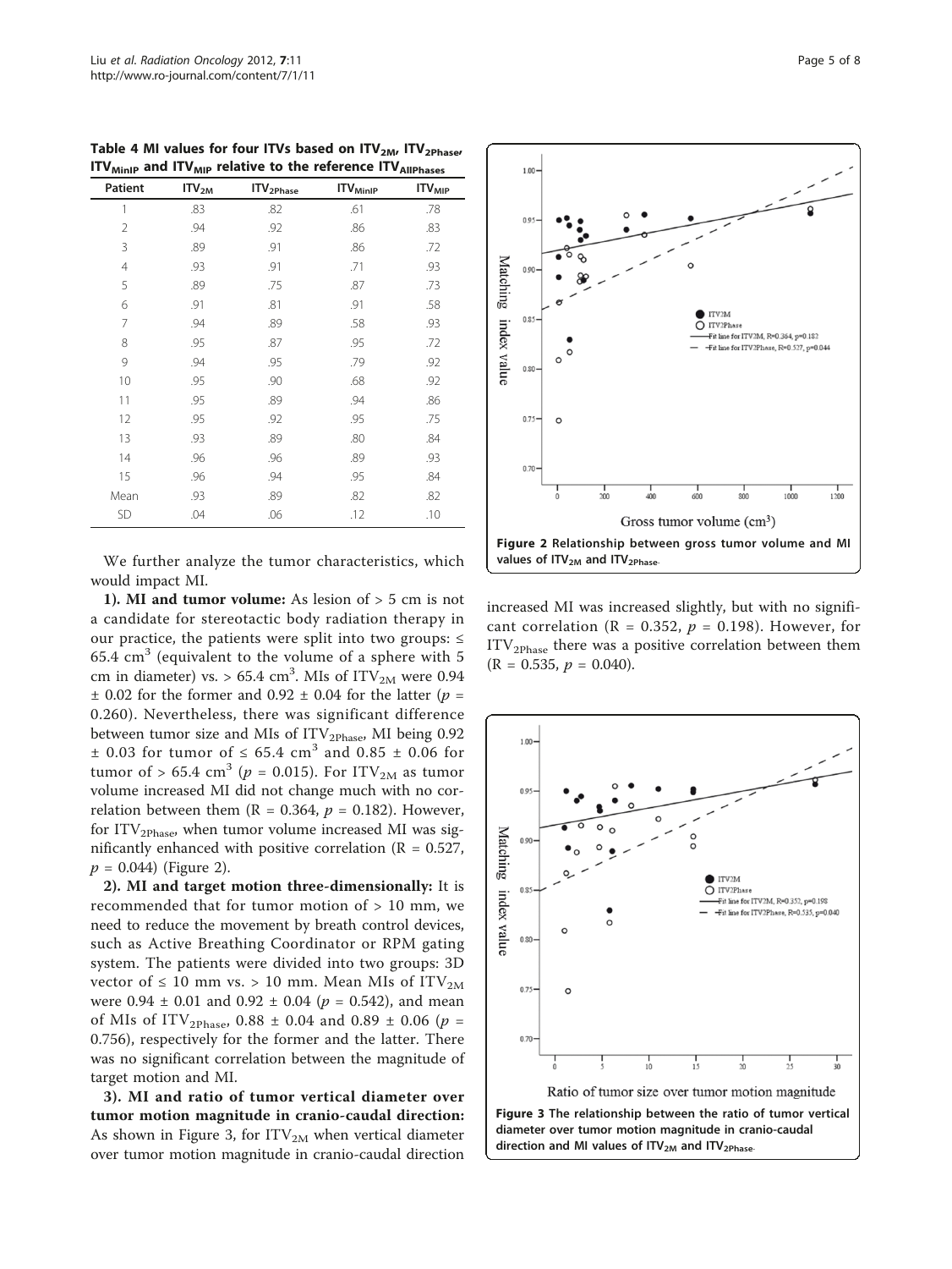**Table 4 MI values for four ITVs based on $ITV_{2M}$, $ITV_{2Phase}$, $ITV_{MinIP}$ and $ITV_{MIP}$ relative to the reference $ITV_{AllPhases}$**

| Patient | $ITV_{2M}$ | $ITV_{2Phase}$ | $ITV_{MinIP}$ | $ITV_{MIP}$ |
|---|---|---|---|---|
| 1 | .83 | .82 | .61 | .78 |
| 2 | .94 | .92 | .86 | .83 |
| 3 | .89 | .91 | .86 | .72 |
| 4 | .93 | .91 | .71 | .93 |
| 5 | .89 | .75 | .87 | .73 |
| 6 | .91 | .81 | .91 | .58 |
| 7 | .94 | .89 | .58 | .93 |
| 8 | .95 | .87 | .95 | .72 |
| 9 | .94 | .95 | .79 | .92 |
| 10 | .95 | .90 | .68 | .92 |
| 11 | .95 | .89 | .94 | .86 |
| 12 | .95 | .92 | .95 | .75 |
| 13 | .93 | .89 | .80 | .84 |
| 14 | .96 | .96 | .89 | .93 |
| 15 | .96 | .94 | .95 | .84 |
| Mean | .93 | .89 | .82 | .82 |
| SD | .04 | .06 | .12 | .10 |

We further analyze the tumor characteristics, which would impact MI.

**1). MI and tumor volume:** As lesion of > 5 cm is not a candidate for stereotactic body radiation therapy in our practice, the patients were split into two groups: ≤ 65.4 $cm^3$ (equivalent to the volume of a sphere with 5 cm in diameter) vs. > 65.4 $cm^3$. MIs of $ITV_{2M}$ were 0.94 ± 0.02 for the former and 0.92 ± 0.04 for the latter ($p$ = 0.260). Nevertheless, there was significant difference between tumor size and MIs of $ITV_{2Phase}$, MI being 0.92 ± 0.03 for tumor of ≤ 65.4 $cm^3$ and 0.85 ± 0.06 for tumor of > 65.4 $cm^3$ ($p$ = 0.015). For $ITV_{2M}$ as tumor volume increased MI did not change much with no correlation between them (R = 0.364, $p$ = 0.182). However, for $ITV_{2Phase}$, when tumor volume increased MI was significantly enhanced with positive correlation (R = 0.527, $p$ = 0.044) (Figure 2).

**2). MI and target motion three-dimensionally:** It is recommended that for tumor motion of > 10 mm, we need to reduce the movement by breath control devices, such as Active Breathing Coordinator or RPM gating system. The patients were divided into two groups: 3D vector of ≤ 10 mm vs. > 10 mm. Mean MIs of $ITV_{2M}$ were 0.94 ± 0.01 and 0.92 ± 0.04 ($p$ = 0.542), and mean of MIs of $ITV_{2Phase}$, 0.88 ± 0.04 and 0.89 ± 0.06 ($p$ = 0.756), respectively for the former and the latter. There was no significant correlation between the magnitude of target motion and MI.

**3). MI and ratio of tumor vertical diameter over tumor motion magnitude in cranio-caudal direction:** As shown in Figure 3, for $ITV_{2M}$ when vertical diameter over tumor motion magnitude in cranio-caudal direction increased MI was increased slightly, but with no significant correlation (R = 0.352, $p$ = 0.198). However, for $ITV_{2Phase}$ there was a positive correlation between them (R = 0.535, $p$ = 0.040).

**Figure 2 Relationship between gross tumor volume and MI values of $ITV_{2M}$ and $ITV_{2Phase}$.**

**Figure 3 The relationship between the ratio of tumor vertical diameter over tumor motion magnitude in cranio-caudal direction and MI values of $ITV_{2M}$ and $ITV_{2Phase}$.**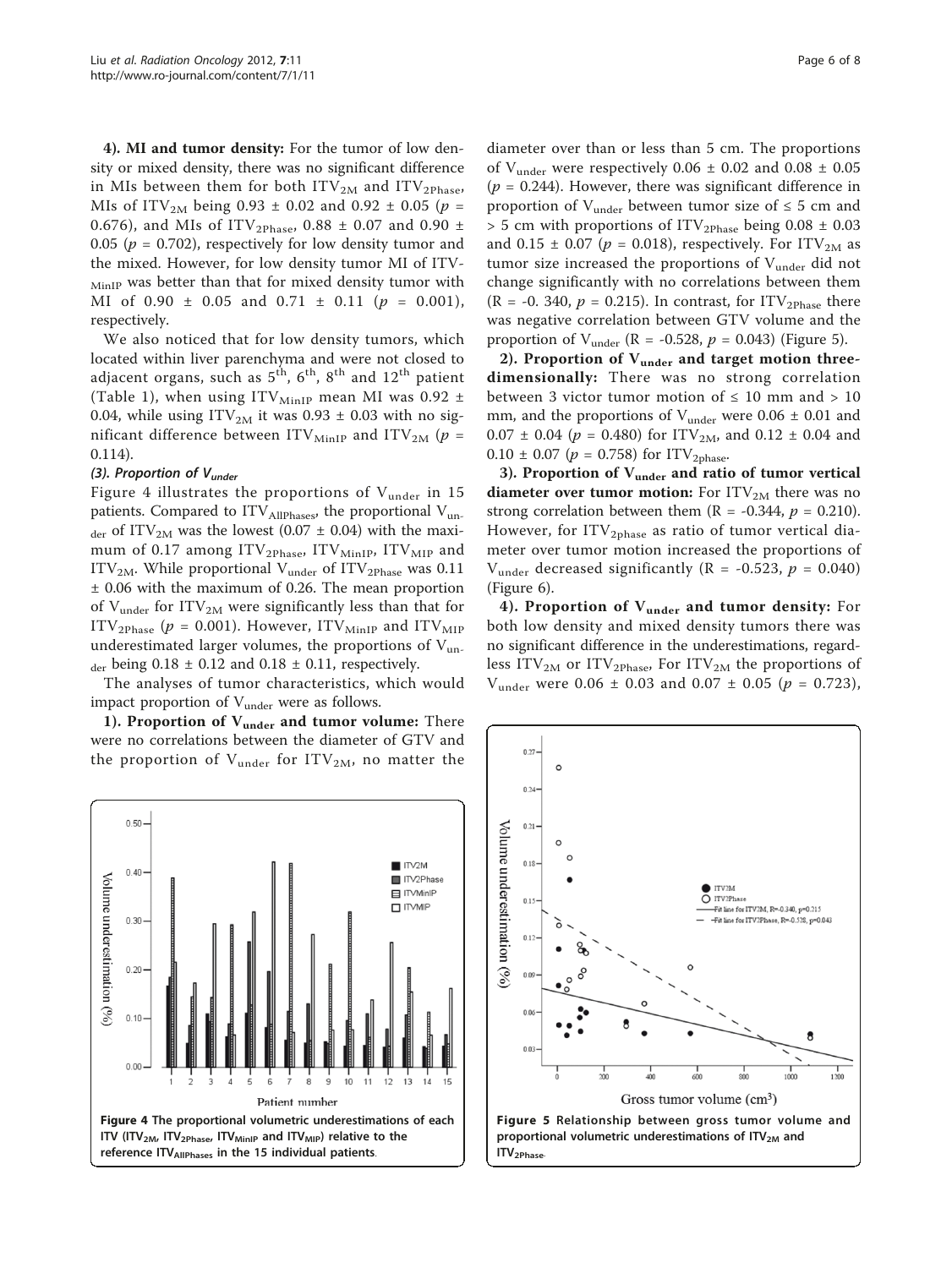**4). MI and tumor density:** For the tumor of low density or mixed density, there was no significant difference in MIs between them for both $ITV_{2M}$ and $ITV_{2Phase}$, MIs of $ITV_{2M}$ being 0.93 ± 0.02 and 0.92 ± 0.05 ($p$ = 0.676), and MIs of $ITV_{2Phase}$, 0.88 ± 0.07 and 0.90 ± 0.05 ($p$ = 0.702), respectively for low density tumor and the mixed. However, for low density tumor MI of $ITV_{MinIP}$ was better than that for mixed density tumor with MI of 0.90 ± 0.05 and 0.71 ± 0.11 ($p$ = 0.001), respectively.

We also noticed that for low density tumors, which located within liver parenchyma and were not closed to adjacent organs, such as 5[th], 6[th], 8[th] and 12[th] patient (Table 1), when using $ITV_{MinIP}$ mean MI was 0.92 ± 0.04, while using $ITV_{2M}$ it was 0.93 ± 0.03 with no significant difference between $ITV_{MinIP}$ and $ITV_{2M}$ ($p$ = 0.114).

### (3). Proportion of $V_{under}$

Figure 4 illustrates the proportions of $V_{under}$ in 15 patients. Compared to $ITV_{AllPhases}$, the proportional $V_{under}$ of $ITV_{2M}$ was the lowest (0.07 ± 0.04) with the maximum of 0.17 among $ITV_{2Phase}$, $ITV_{MinIP}$, $ITV_{MIP}$ and $ITV_{2M}$. While proportional $V_{under}$ of $ITV_{2Phase}$ was 0.11 ± 0.06 with the maximum of 0.26. The mean proportion of $V_{under}$ for $ITV_{2M}$ were significantly less than that for $ITV_{2Phase}$ ($p$ = 0.001). However, $ITV_{MinIP}$ and $ITV_{MIP}$ underestimated larger volumes, the proportions of $V_{under}$ being 0.18 ± 0.12 and 0.18 ± 0.11, respectively.

The analyses of tumor characteristics, which would impact proportion of $V_{under}$ were as follows.

**1). Proportion of $V_{under}$ and tumor volume:** There were no correlations between the diameter of GTV and the proportion of $V_{under}$ for $ITV_{2M}$, no matter the diameter over than or less than 5 cm. The proportions of $V_{under}$ were respectively 0.06 ± 0.02 and 0.08 ± 0.05 ($p$ = 0.244). However, there was significant difference in proportion of $V_{under}$ between tumor size of ≤ 5 cm and > 5 cm with proportions of $ITV_{2Phase}$ being 0.08 ± 0.03 and 0.15 ± 0.07 ($p$ = 0.018), respectively. For $ITV_{2M}$ as tumor size increased the proportions of $V_{under}$ did not change significantly with no correlations between them (R = -0. 340, $p$ = 0.215). In contrast, for $ITV_{2Phase}$ there was negative correlation between GTV volume and the proportion of $V_{under}$ (R = -0.528, $p$ = 0.043) (Figure 5).

**2). Proportion of $V_{under}$ and target motion three-dimensionally:** There was no strong correlation between 3 victor tumor motion of ≤ 10 mm and > 10 mm, and the proportions of $V_{under}$ were 0.06 ± 0.01 and 0.07 ± 0.04 ($p$ = 0.480) for $ITV_{2M}$, and 0.12 ± 0.04 and 0.10 ± 0.07 ($p$ = 0.758) for $ITV_{2phase}$.

**3). Proportion of $V_{under}$ and ratio of tumor vertical diameter over tumor motion:** For $ITV_{2M}$ there was no strong correlation between them (R = -0.344, $p$ = 0.210). However, for $ITV_{2phase}$ as ratio of tumor vertical diameter over tumor motion increased the proportions of $V_{under}$ decreased significantly (R = -0.523, $p$ = 0.040) (Figure 6).

**4). Proportion of $V_{under}$ and tumor density:** For both low density and mixed density tumors there was no significant difference in the underestimations, regardless $ITV_{2M}$ or $ITV_{2Phase}$. For $ITV_{2M}$ the proportions of $V_{under}$ were 0.06 ± 0.03 and 0.07 ± 0.05 ($p$ = 0.723),

**Figure 4 The proportional volumetric underestimations of each ITV ($ITV_{2M}$, $ITV_{2Phase}$, $ITV_{MinIP}$ and $ITV_{MIP}$) relative to the reference $ITV_{AllPhases}$ in the 15 individual patients.**

**Figure 5 Relationship between gross tumor volume and proportional volumetric underestimations of $ITV_{2M}$ and $ITV_{2Phase}$.**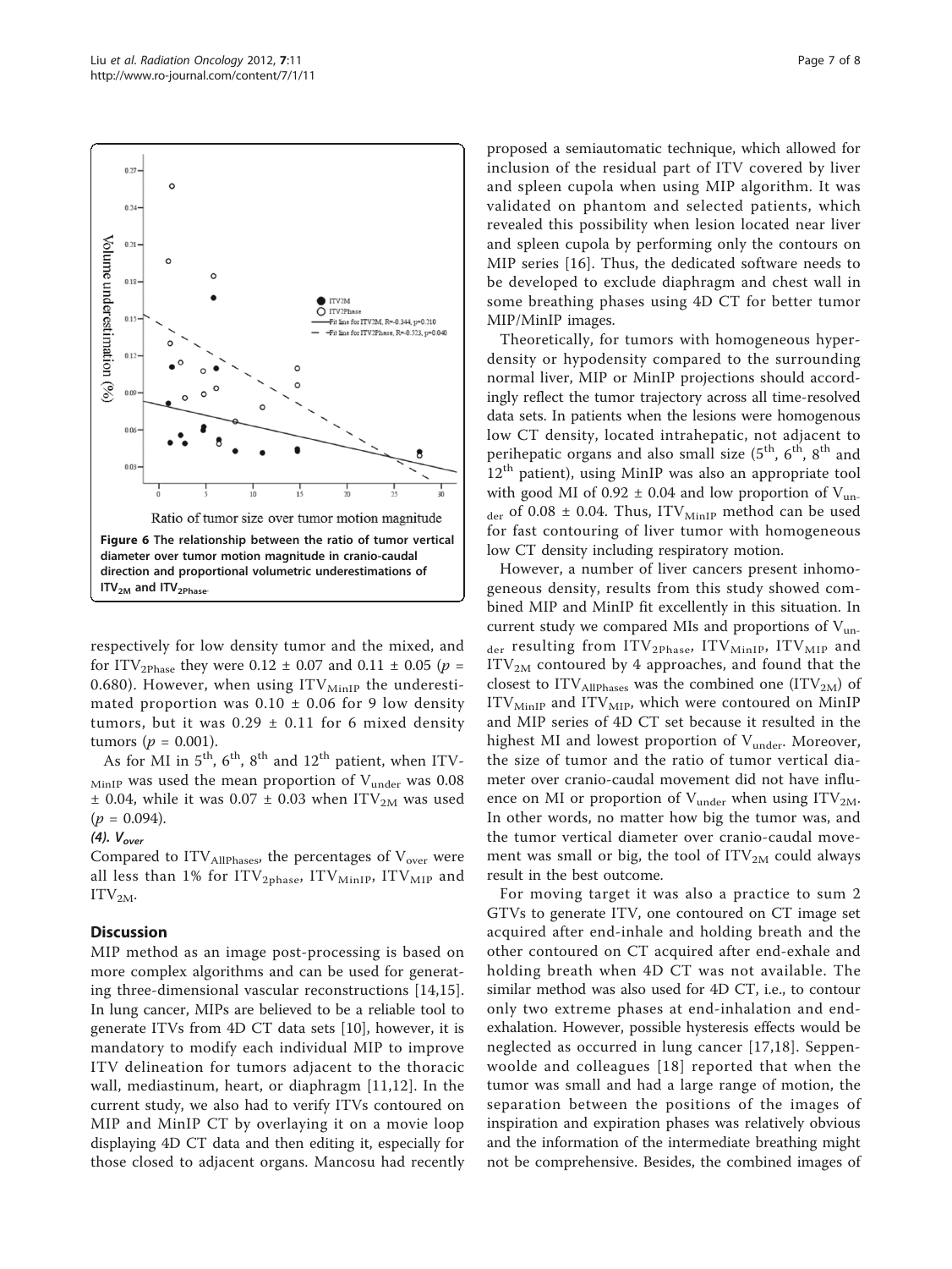Figure 6 The relationship between the ratio of tumor vertical diameter over tumor motion magnitude in cranio-caudal direction and proportional volumetric underestimations of $ITV_{2M}$ and $ITV_{2Phase}$.

respectively for low density tumor and the mixed, and for $ITV_{2Phase}$ they were $0.12 \pm 0.07$ and $0.11 \pm 0.05$ ($p = 0.680$). However, when using $ITV_{MinIP}$ the underestimated proportion was $0.10 \pm 0.06$ for 9 low density tumors, but it was $0.29 \pm 0.11$ for 6 mixed density tumors ($p = 0.001$).

As for MI in 5th, 6th, 8th and 12th patient, when $ITV_{MinIP}$ was used the mean proportion of $V_{under}$ was $0.08 \pm 0.04$, while it was $0.07 \pm 0.03$ when $ITV_{2M}$ was used ($p = 0.094$).

*(4). $V_{over}$*

Compared to $ITV_{AllPhases}$, the percentages of $V_{over}$ were all less than 1% for $ITV_{2phase}$, $ITV_{MinIP}$, $ITV_{MIP}$ and $ITV_{2M}$.

## Discussion

MIP method as an image post-processing is based on more complex algorithms and can be used for generating three-dimensional vascular reconstructions [14,15]. In lung cancer, MIPs are believed to be a reliable tool to generate ITVs from 4D CT data sets [10], however, it is mandatory to modify each individual MIP to improve ITV delineation for tumors adjacent to the thoracic wall, mediastinum, heart, or diaphragm [11,12]. In the current study, we also had to verify ITVs contoured on MIP and MinIP CT by overlaying it on a movie loop displaying 4D CT data and then editing it, especially for those closed to adjacent organs. Mancosu had recently proposed a semiautomatic technique, which allowed for inclusion of the residual part of ITV covered by liver and spleen cupola when using MIP algorithm. It was validated on phantom and selected patients, which revealed this possibility when lesion located near liver and spleen cupola by performing only the contours on MIP series [16]. Thus, the dedicated software needs to be developed to exclude diaphragm and chest wall in some breathing phases using 4D CT for better tumor MIP/MinIP images.

Theoretically, for tumors with homogeneous hyperdensity or hypodensity compared to the surrounding normal liver, MIP or MinIP projections should accordingly reflect the tumor trajectory across all time-resolved data sets. In patients when the lesions were homogenous low CT density, located intrahepatic, not adjacent to perihepatic organs and also small size (5th, 6th, 8th and 12th patient), using MinIP was also an appropriate tool with good MI of $0.92 \pm 0.04$ and low proportion of $V_{under}$ of $0.08 \pm 0.04$. Thus, $ITV_{MinIP}$ method can be used for fast contouring of liver tumor with homogeneous low CT density including respiratory motion.

However, a number of liver cancers present inhomogeneous density, results from this study showed combined MIP and MinIP fit excellently in this situation. In current study we compared MIs and proportions of $V_{under}$ resulting from $ITV_{2Phase}$, $ITV_{MinIP}$, $ITV_{MIP}$ and $ITV_{2M}$ contoured by 4 approaches, and found that the closest to $ITV_{AllPhases}$ was the combined one ($ITV_{2M}$) of $ITV_{MinIP}$ and $ITV_{MIP}$, which were contoured on MinIP and MIP series of 4D CT set because it resulted in the highest MI and lowest proportion of $V_{under}$. Moreover, the size of tumor and the ratio of tumor vertical diameter over cranio-caudal movement did not have influence on MI or proportion of $V_{under}$ when using $ITV_{2M}$. In other words, no matter how big the tumor was, and the tumor vertical diameter over cranio-caudal movement was small or big, the tool of $ITV_{2M}$ could always result in the best outcome.

For moving target it was also a practice to sum 2 GTVs to generate ITV, one contoured on CT image set acquired after end-inhale and holding breath and the other contoured on CT acquired after end-exhale and holding breath when 4D CT was not available. The similar method was also used for 4D CT, i.e., to contour only two extreme phases at end-inhalation and end-exhalation. However, possible hysteresis effects would be neglected as occurred in lung cancer [17,18]. Seppenwoolde and colleagues [18] reported that when the tumor was small and had a large range of motion, the separation between the positions of the images of inspiration and expiration phases was relatively obvious and the information of the intermediate breathing might not be comprehensive. Besides, the combined images of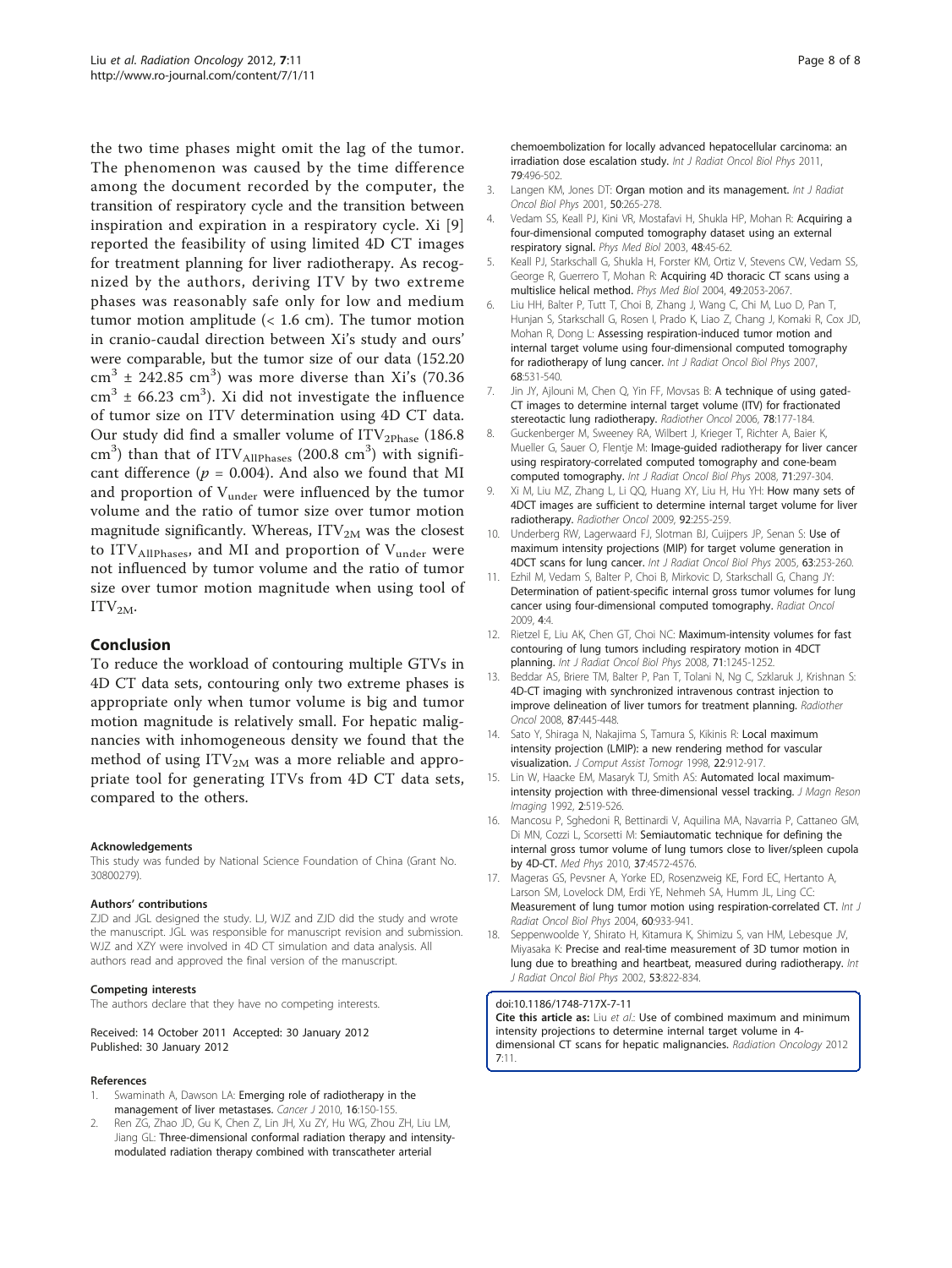the two time phases might omit the lag of the tumor. The phenomenon was caused by the time difference among the document recorded by the computer, the transition of respiratory cycle and the transition between inspiration and expiration in a respiratory cycle. Xi [9] reported the feasibility of using limited 4D CT images for treatment planning for liver radiotherapy. As recognized by the authors, deriving ITV by two extreme phases was reasonably safe only for low and medium tumor motion amplitude (< 1.6 cm). The tumor motion in cranio-caudal direction between Xi's study and ours' were comparable, but the tumor size of our data (152.20 $cm^3$ ± 242.85 $cm^3$) was more diverse than Xi's (70.36 $cm^3$ ± 66.23 $cm^3$). Xi did not investigate the influence of tumor size on ITV determination using 4D CT data. Our study did find a smaller volume of $ITV_{2Phase}$ (186.8 $cm^3$) than that of $ITV_{AllPhases}$ (200.8 $cm^3$) with significant difference ($p$ = 0.004). And also we found that MI and proportion of $V_{under}$ were influenced by the tumor volume and the ratio of tumor size over tumor motion magnitude significantly. Whereas, $ITV_{2M}$ was the closest to $ITV_{AllPhases}$, and MI and proportion of $V_{under}$ were not influenced by tumor volume and the ratio of tumor size over tumor motion magnitude when using tool of $ITV_{2M}$.

## Conclusion

To reduce the workload of contouring multiple GTVs in 4D CT data sets, contouring only two extreme phases is appropriate only when tumor volume is big and tumor motion magnitude is relatively small. For hepatic malignancies with inhomogeneous density we found that the method of using $ITV_{2M}$ was a more reliable and appropriate tool for generating ITVs from 4D CT data sets, compared to the others.

#### Acknowledgements

This study was funded by National Science Foundation of China (Grant No. 30800279).

#### Authors' contributions

ZJD and JGL designed the study. LJ, WJZ and ZJD did the study and wrote the manuscript. JGL was responsible for manuscript revision and submission. WJZ and XZY were involved in 4D CT simulation and data analysis. All authors read and approved the final version of the manuscript.

#### Competing interests

The authors declare that they have no competing interests.

Received: 14 October 2011 Accepted: 30 January 2012
Published: 30 January 2012

#### References

1. Swaminath A, Dawson LA: **Emerging role of radiotherapy in the management of liver metastases.** *Cancer J* 2010, **16**:150-155.
2. Ren ZG, Zhao JD, Gu K, Chen Z, Lin JH, Xu ZY, Hu WG, Zhou ZH, Liu LM, Jiang GL: **Three-dimensional conformal radiation therapy and intensity-modulated radiation therapy combined with transcatheter arterial chemoembolization for locally advanced hepatocellular carcinoma: an irradiation dose escalation study.** *Int J Radiat Oncol Biol Phys* 2011, **79**:496-502.
3. Langen KM, Jones DT: **Organ motion and its management.** *Int J Radiat Oncol Biol Phys* 2001, **50**:265-278.
4. Vedam SS, Keall PJ, Kini VR, Mostafavi H, Shukla HP, Mohan R: **Acquiring a four-dimensional computed tomography dataset using an external respiratory signal.** *Phys Med Biol* 2003, **48**:45-62.
5. Keall PJ, Starkschall G, Shukla H, Forster KM, Ortiz V, Stevens CW, Vedam SS, George R, Guerrero T, Mohan R: **Acquiring 4D thoracic CT scans using a multislice helical method.** *Phys Med Biol* 2004, **49**:2053-2067.
6. Liu HH, Balter P, Tutt T, Choi B, Zhang J, Wang C, Chi M, Luo D, Pan T, Hunjan S, Starkschall G, Rosen I, Prado K, Liao Z, Chang J, Komaki R, Cox JD, Mohan R, Dong L: **Assessing respiration-induced tumor motion and internal target volume using four-dimensional computed tomography for radiotherapy of lung cancer.** *Int J Radiat Oncol Biol Phys* 2007, **68**:531-540.
7. Jin JY, Ajlouni M, Chen Q, Yin FF, Movsas B: **A technique of using gated-CT images to determine internal target volume (ITV) for fractionated stereotactic lung radiotherapy.** *Radiother Oncol* 2006, **78**:177-184.
8. Guckenberger M, Sweeney RA, Wilbert J, Krieger T, Richter A, Baier K, Mueller G, Sauer O, Flentje M: **Image-guided radiotherapy for liver cancer using respiratory-correlated computed tomography and cone-beam computed tomography.** *Int J Radiat Oncol Biol Phys* 2008, **71**:297-304.
9. Xi M, Liu MZ, Zhang L, Li QQ, Huang XY, Liu H, Hu YH: **How many sets of 4DCT images are sufficient to determine internal target volume for liver radiotherapy.** *Radiother Oncol* 2009, **92**:255-259.
10. Underberg RW, Lagerwaard FJ, Slotman BJ, Cuijpers JP, Senan S: **Use of maximum intensity projections (MIP) for target volume generation in 4DCT scans for lung cancer.** *Int J Radiat Oncol Biol Phys* 2005, **63**:253-260.
11. Ezhil M, Vedam S, Balter P, Choi B, Mirkovic D, Starkschall G, Chang JY: **Determination of patient-specific internal gross tumor volumes for lung cancer using four-dimensional computed tomography.** *Radiat Oncol* 2009, **4**:4.
12. Rietzel E, Liu AK, Chen GT, Choi NC: **Maximum-intensity volumes for fast contouring of lung tumors including respiratory motion in 4DCT planning.** *Int J Radiat Oncol Biol Phys* 2008, **71**:1245-1252.
13. Beddar AS, Briere TM, Balter P, Pan T, Tolani N, Ng C, Szklaruk J, Krishnan S: **4D-CT imaging with synchronized intravenous contrast injection to improve delineation of liver tumors for treatment planning.** *Radiother Oncol* 2008, **87**:445-448.
14. Sato Y, Shiraga N, Nakajima S, Tamura S, Kikinis R: **Local maximum intensity projection (LMIP): a new rendering method for vascular visualization.** *J Comput Assist Tomogr* 1998, **22**:912-917.
15. Lin W, Haacke EM, Masaryk TJ, Smith AS: **Automated local maximum-intensity projection with three-dimensional vessel tracking.** *J Magn Reson Imaging* 1992, **2**:519-526.
16. Mancosu P, Sghedoni R, Bettinardi V, Aquilina MA, Navarria P, Cattaneo GM, Di MN, Cozzi L, Scorsetti M: **Semiautomatic technique for defining the internal gross tumor volume of lung tumors close to liver/spleen cupola by 4D-CT.** *Med Phys* 2010, **37**:4572-4576.
17. Mageras GS, Pevsner A, Yorke ED, Rosenzweig KE, Ford EC, Hertanto A, Larson SM, Lovelock DM, Erdi YE, Nehmeh SA, Humm JL, Ling CC: **Measurement of lung tumor motion using respiration-correlated CT.** *Int J Radiat Oncol Biol Phys* 2004, **60**:933-941.
18. Seppenwoolde Y, Shirato H, Kitamura K, Shimizu S, van HM, Lebesque JV, Miyasaka K: **Precise and real-time measurement of 3D tumor motion in lung due to breathing and heartbeat, measured during radiotherapy.** *Int J Radiat Oncol Biol Phys* 2002, **53**:822-834.

doi:10.1186/1748-717X-7-11

**Cite this article as:** Liu *et al.*: Use of combined maximum and minimum intensity projections to determine internal target volume in 4-dimensional CT scans for hepatic malignancies. *Radiation Oncology* 2012 **7**:11.